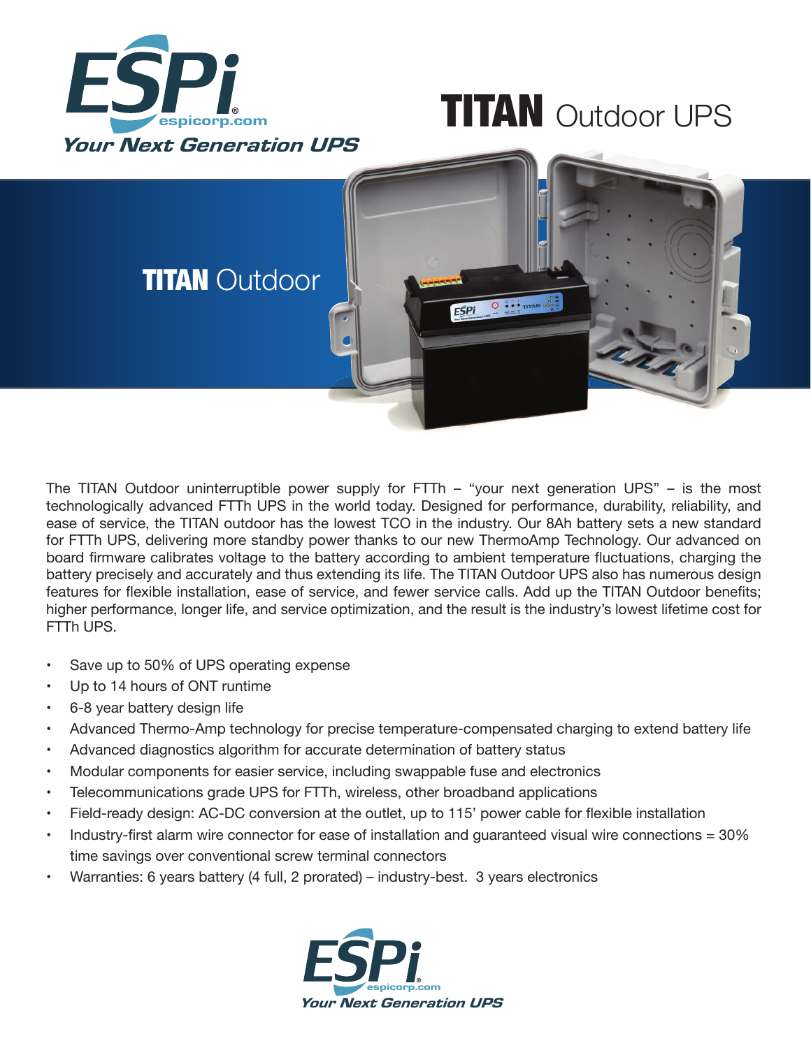ESPi
espicorp.com
*Your Next Generation UPS*

# TITAN Outdoor UPS

## TITAN Outdoor

The TITAN Outdoor uninterruptible power supply for FTTh – "your next generation UPS" – is the most technologically advanced FTTh UPS in the world today. Designed for performance, durability, reliability, and ease of service, the TITAN outdoor has the lowest TCO in the industry. Our 8Ah battery sets a new standard for FTTh UPS, delivering more standby power thanks to our new ThermoAmp Technology. Our advanced on board firmware calibrates voltage to the battery according to ambient temperature fluctuations, charging the battery precisely and accurately and thus extending its life. The TITAN Outdoor UPS also has numerous design features for flexible installation, ease of service, and fewer service calls. Add up the TITAN Outdoor benefits; higher performance, longer life, and service optimization, and the result is the industry's lowest lifetime cost for FTTh UPS.

- Save up to 50% of UPS operating expense
- Up to 14 hours of ONT runtime
- 6-8 year battery design life
- Advanced Thermo-Amp technology for precise temperature-compensated charging to extend battery life
- Advanced diagnostics algorithm for accurate determination of battery status
- Modular components for easier service, including swappable fuse and electronics
- Telecommunications grade UPS for FTTh, wireless, other broadband applications
- Field-ready design: AC-DC conversion at the outlet, up to 115' power cable for flexible installation
- Industry-first alarm wire connector for ease of installation and guaranteed visual wire connections = 30% time savings over conventional screw terminal connectors
- Warranties: 6 years battery (4 full, 2 prorated) – industry-best. 3 years electronics

ESPi
espicorp.com
*Your Next Generation UPS*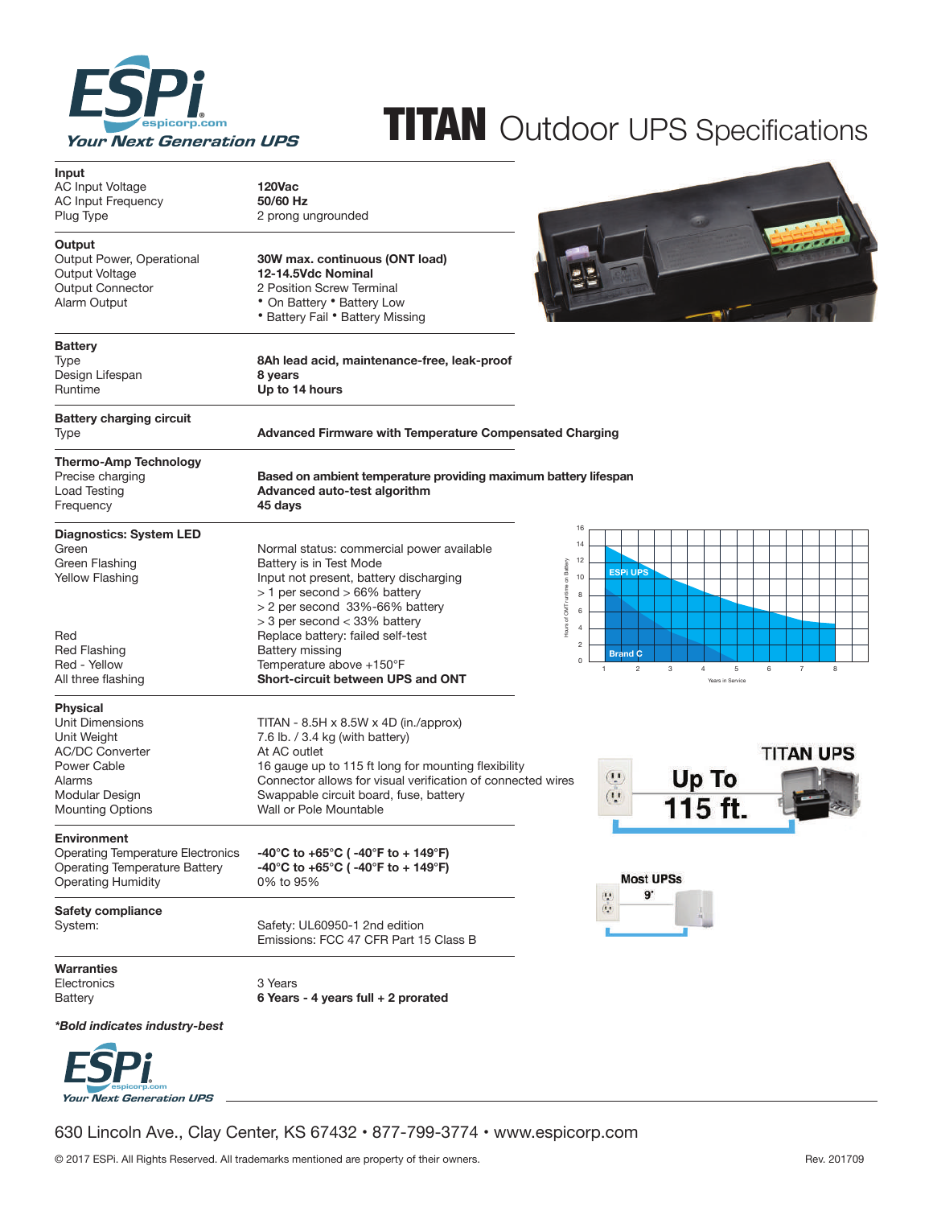# ESPi

espicorp.com

*Your Next Generation UPS*

# TITAN Outdoor UPS Specifications

| | |
|---|---|
| **Input** | |
| AC Input Voltage | **120Vac** |
| AC Input Frequency | **50/60 Hz** |
| Plug Type | 2 prong ungrounded |
| **Output** | |
| Output Power, Operational | **30W max. continuous (ONT load)** |
| Output Voltage | **12-14.5Vdc Nominal** |
| Output Connector | 2 Position Screw Terminal |
| Alarm Output | • On Battery • Battery Low<br>• Battery Fail • Battery Missing |
| **Battery** | |
| Type | **8Ah lead acid, maintenance-free, leak-proof** |
| Design Lifespan | **8 years** |
| Runtime | **Up to 14 hours** |
| **Battery charging circuit** | |
| Type | **Advanced Firmware with Temperature Compensated Charging** |
| **Thermo-Amp Technology** | |
| Precise charging | **Based on ambient temperature providing maximum battery lifespan** |
| Load Testing | **Advanced auto-test algorithm** |
| Frequency | **45 days** |
| **Diagnostics: System LED** | |
| Green | Normal status: commercial power available |
| Green Flashing | Battery is in Test Mode |
| Yellow Flashing | Input not present, battery discharging<br>> 1 per second > 66% battery<br>> 2 per second 33%-66% battery<br>> 3 per second < 33% battery |
| Red | Replace battery: failed self-test |
| Red Flashing | Battery missing |
| Red - Yellow | Temperature above +150°F |
| All three flashing | **Short-circuit between UPS and ONT** |
| **Physical** | |
| Unit Dimensions | TITAN - 8.5H x 8.5W x 4D (in./approx) |
| Unit Weight | 7.6 lb. / 3.4 kg (with battery) |
| AC/DC Converter | At AC outlet |
| Power Cable | 16 gauge up to 115 ft long for mounting flexibility |
| Alarms | Connector allows for visual verification of connected wires |
| Modular Design | Swappable circuit board, fuse, battery |
| Mounting Options | Wall or Pole Mountable |
| **Environment** | |
| Operating Temperature Electronics | **-40°C to +65°C ( -40°F to + 149°F)** |
| Operating Temperature Battery | **-40°C to +65°C ( -40°F to + 149°F)** |
| Operating Humidity | 0% to 95% |
| **Safety compliance** | |
| System: | Safety: UL60950-1 2nd edition<br>Emissions: FCC 47 CFR Part 15 Class B |
| **Warranties** | |
| Electronics | 3 Years |
| Battery | **6 Years - 4 years full + 2 prorated** |

*\*Bold indicates industry-best*

Hours of ONT runtime on Battery
16
14
12
10
8
6
4
2
0
ESPi UPS
Brand C
1 2 3 4 5 6 7 8
Years in Service

TITAN UPS
Up To 115 ft.

Most UPSs
9'

ESPi
espicorp.com
*Your Next Generation UPS*

630 Lincoln Ave., Clay Center, KS 67432 • 877-799-3774 • www.espicorp.com

© 2017 ESPi. All Rights Reserved. All trademarks mentioned are property of their owners.

Rev. 201709